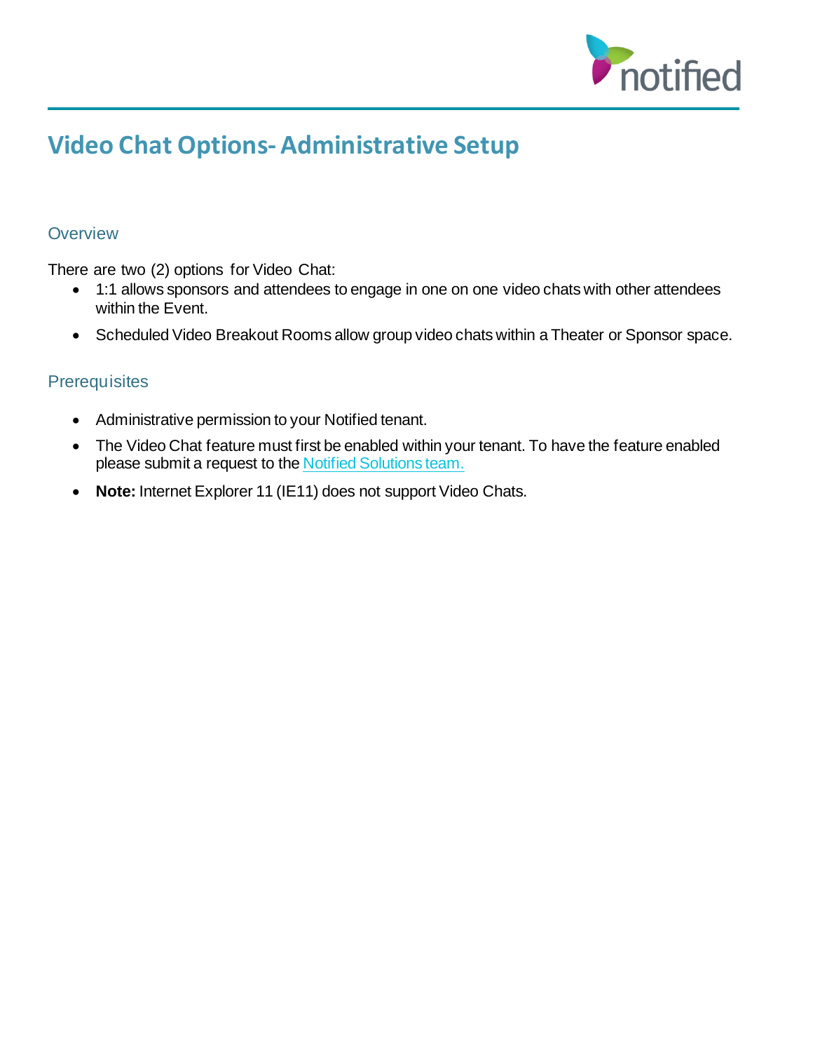# Video Chat Options- Administrative Setup

## Overview

There are two (2) options for Video Chat:

- 1:1 allows sponsors and attendees to engage in one on one video chats with other attendees within the Event.
- Scheduled Video Breakout Rooms allow group video chats within a Theater or Sponsor space.

## Prerequisites

- Administrative permission to your Notified tenant.
- The Video Chat feature must first be enabled within your tenant. To have the feature enabled please submit a request to the Notified Solutions team.
- **Note:** Internet Explorer 11 (IE11) does not support Video Chats.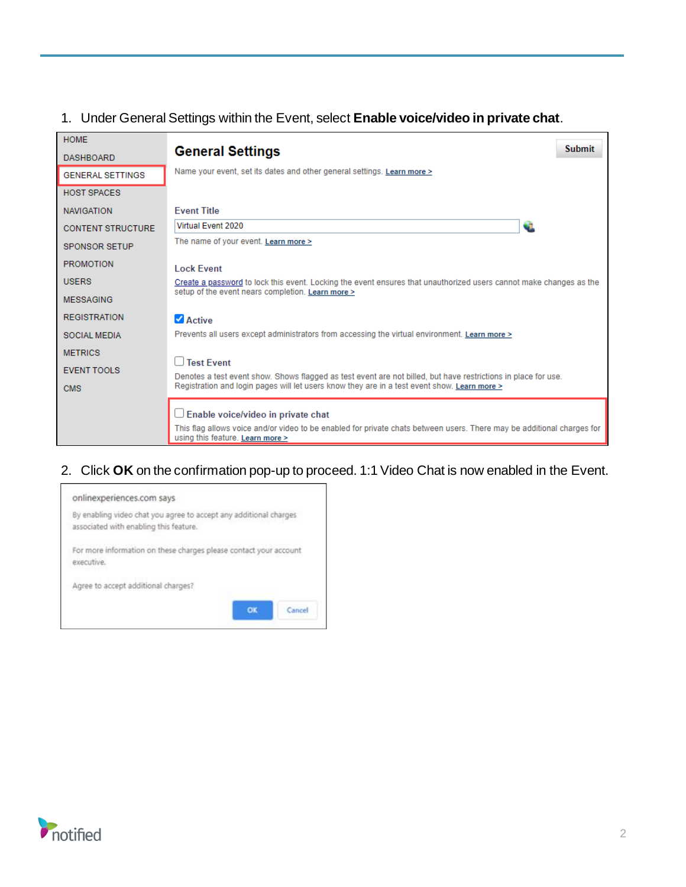1. Under General Settings within the Event, select **Enable voice/video in private chat**.

2. Click **OK** on the confirmation pop-up to proceed. 1:1 Video Chat is now enabled in the Event.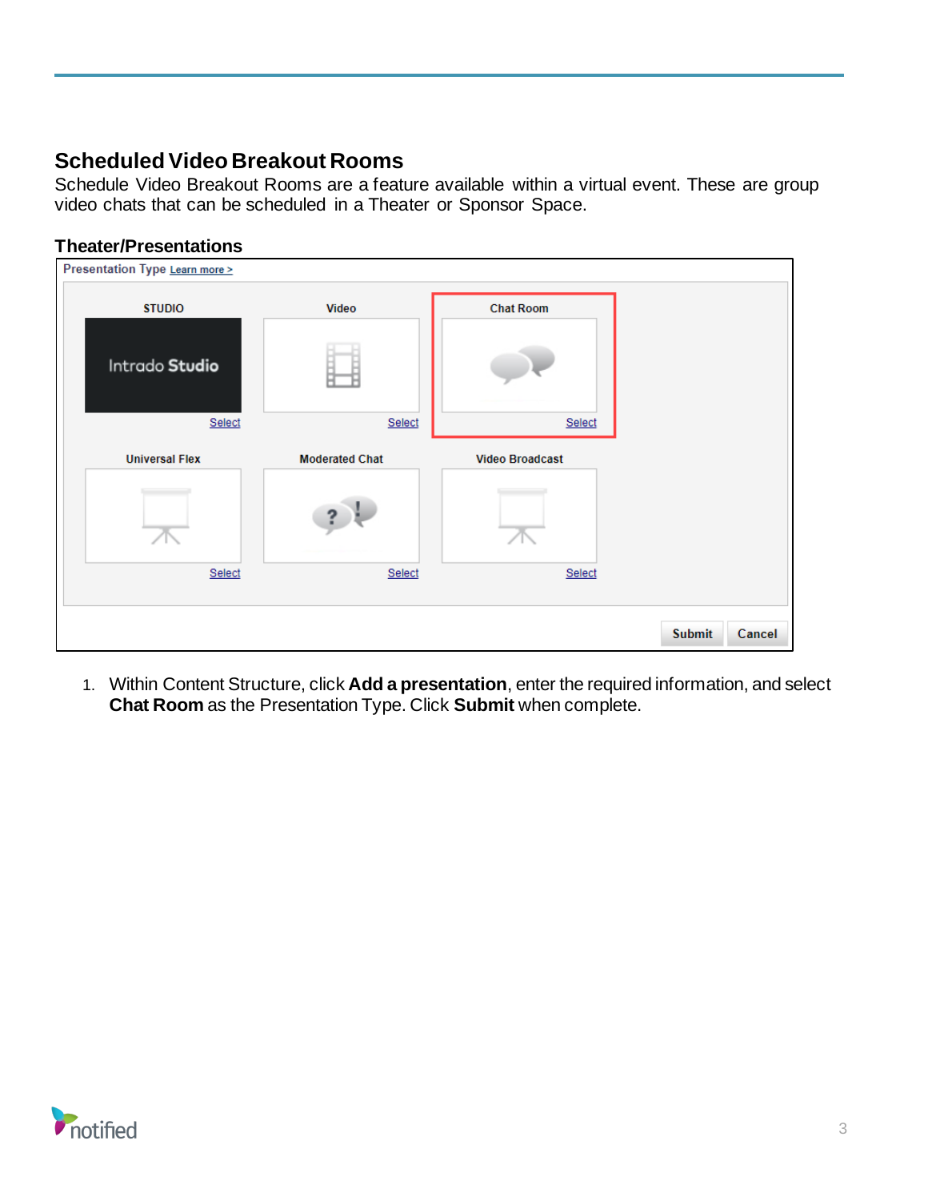## Scheduled Video Breakout Rooms

Schedule Video Breakout Rooms are a feature available within a virtual event. These are group video chats that can be scheduled in a Theater or Sponsor Space.

### Theater/Presentations

1. Within Content Structure, click **Add a presentation**, enter the required information, and select **Chat Room** as the Presentation Type. Click **Submit** when complete.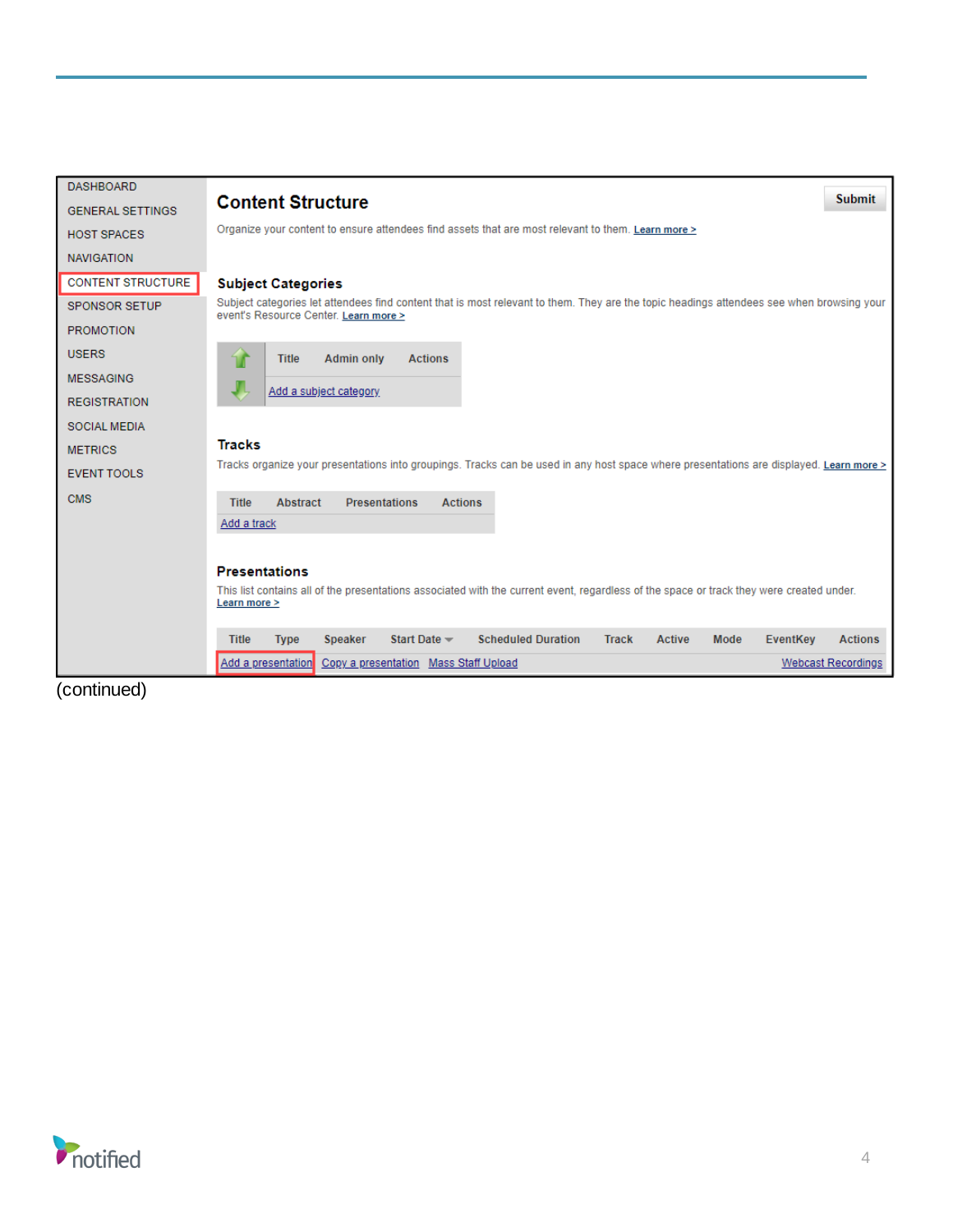| DASHBOARD |
|---|
| GENERAL SETTINGS |
| HOST SPACES |
| NAVIGATION |
| CONTENT STRUCTURE |
| SPONSOR SETUP |
| PROMOTION |
| USERS |
| MESSAGING |
| REGISTRATION |
| SOCIAL MEDIA |
| METRICS |
| EVENT TOOLS |
| CMS |

## Content Structure

Submit

Organize your content to ensure attendees find assets that are most relevant to them. Learn more >

### Subject Categories

Subject categories let attendees find content that is most relevant to them. They are the topic headings attendees see when browsing your event's Resource Center. Learn more >

| Title | Admin only | Actions |
|---|---|---|
| Add a subject category | | |

### Tracks

Tracks organize your presentations into groupings. Tracks can be used in any host space where presentations are displayed. Learn more >

| Title | Abstract | Presentations | Actions |
|---|---|---|---|
| Add a track | | | |

### Presentations

This list contains all of the presentations associated with the current event, regardless of the space or track they were created under. Learn more >

| Title | Type | Speaker | Start Date | Scheduled Duration | Track | Active | Mode | EventKey | Actions |
|---|---|---|---|---|---|---|---|---|---|

Add a presentation  Copy a presentation  Mass Staff Upload  Webcast Recordings

(continued)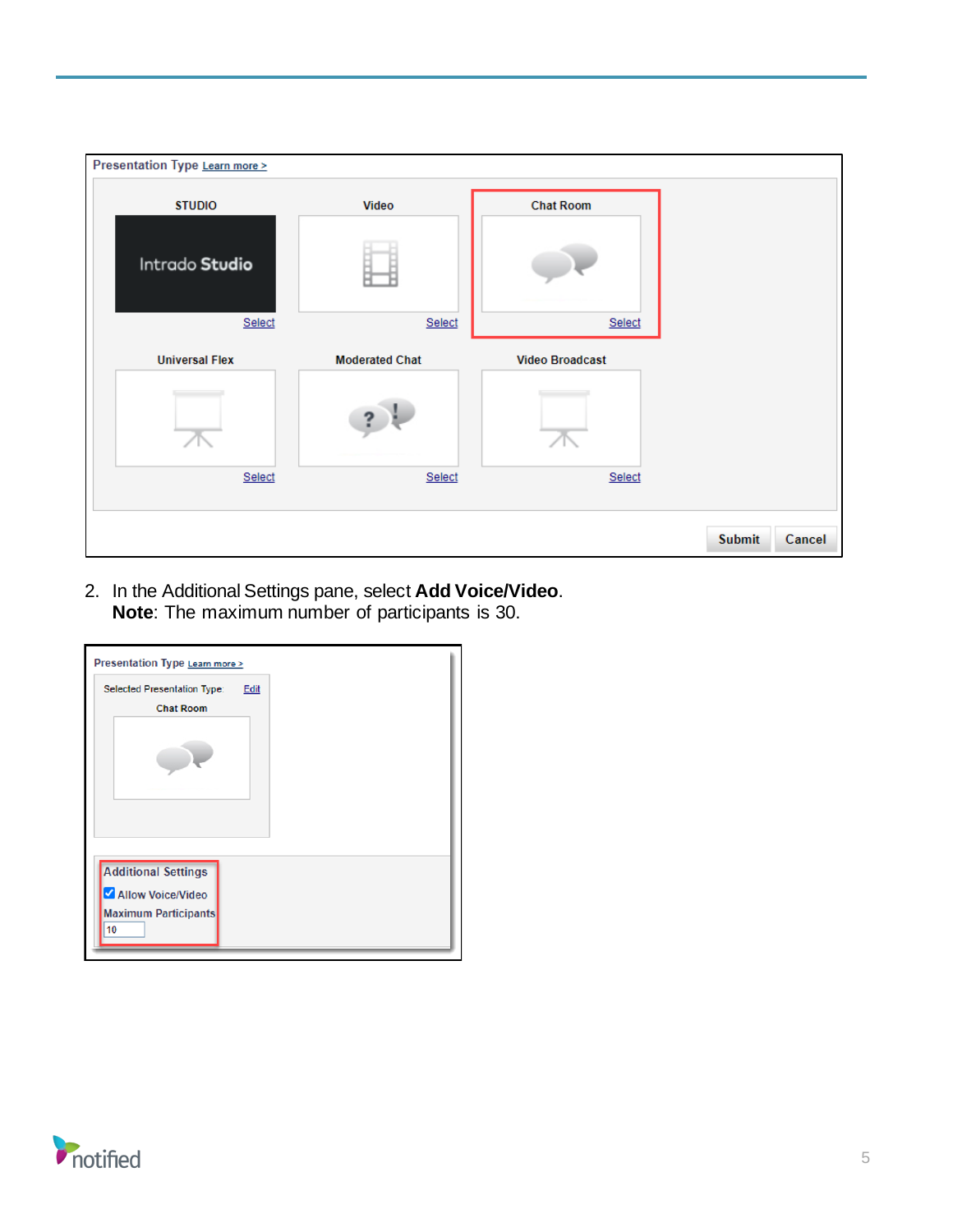2. In the Additional Settings pane, select **Add Voice/Video**.
   **Note**: The maximum number of participants is 30.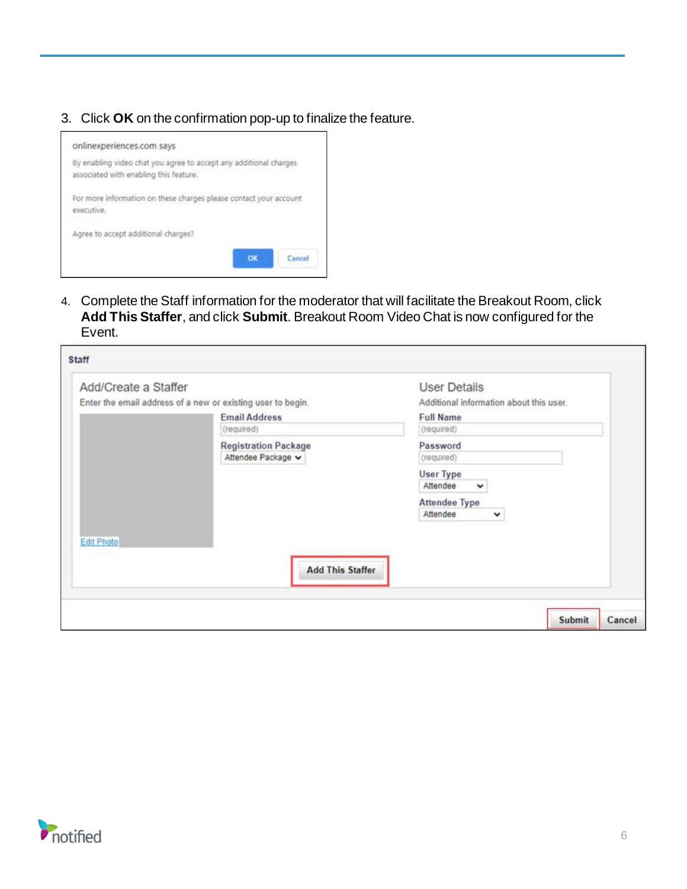3. Click **OK** on the confirmation pop-up to finalize the feature.

4. Complete the Staff information for the moderator that will facilitate the Breakout Room, click **Add This Staffer**, and click **Submit**. Breakout Room Video Chat is now configured for the Event.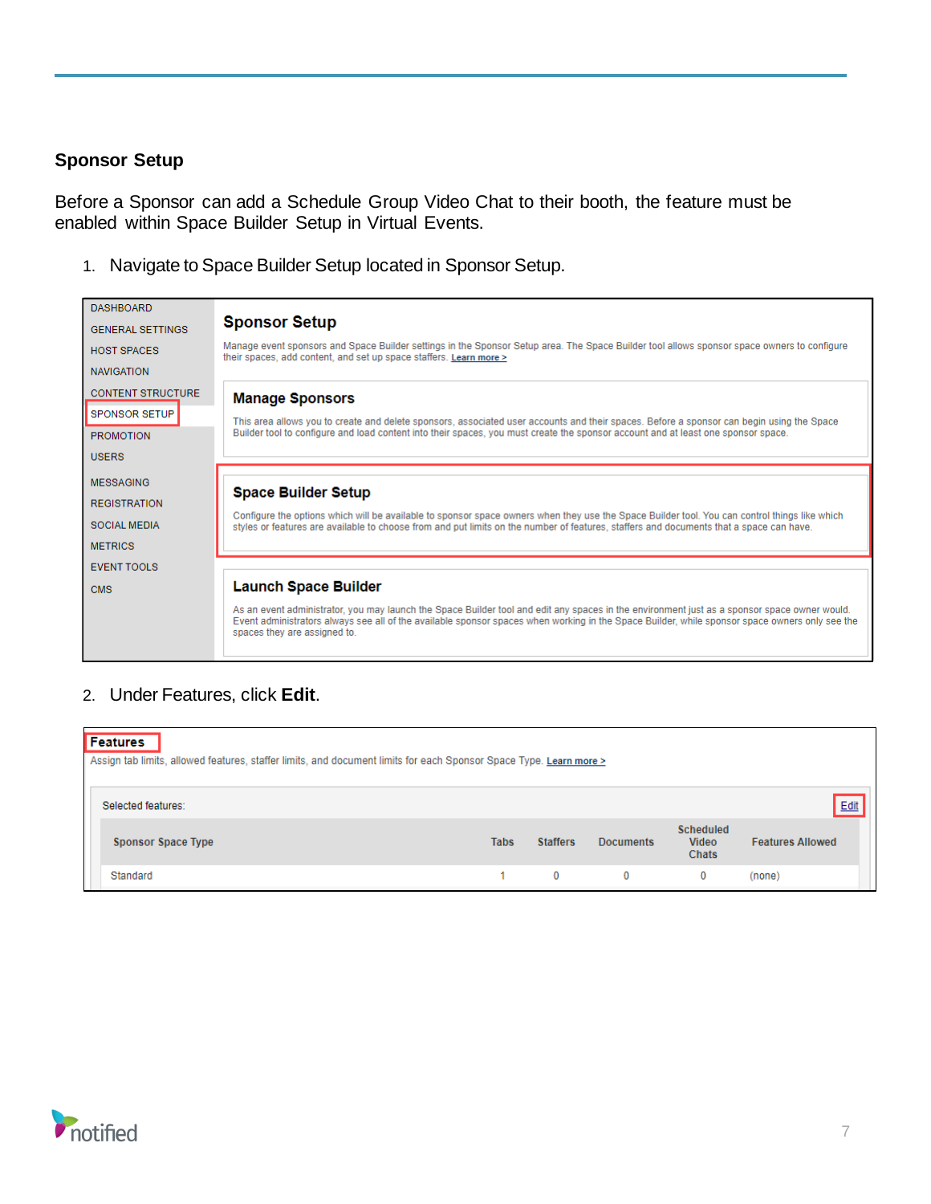## Sponsor Setup

Before a Sponsor can add a Schedule Group Video Chat to their booth, the feature must be enabled within Space Builder Setup in Virtual Events.

1. Navigate to Space Builder Setup located in Sponsor Setup.

DASHBOARD
GENERAL SETTINGS
HOST SPACES
NAVIGATION
CONTENT STRUCTURE
SPONSOR SETUP
PROMOTION
USERS
MESSAGING
REGISTRATION
SOCIAL MEDIA
METRICS
EVENT TOOLS
CMS

**Sponsor Setup**

Manage event sponsors and Space Builder settings in the Sponsor Setup area. The Space Builder tool allows sponsor space owners to configure their spaces, add content, and set up space staffers. Learn more >

**Manage Sponsors**

This area allows you to create and delete sponsors, associated user accounts and their spaces. Before a sponsor can begin using the Space Builder tool to configure and load content into their spaces, you must create the sponsor account and at least one sponsor space.

**Space Builder Setup**

Configure the options which will be available to sponsor space owners when they use the Space Builder tool. You can control things like which styles or features are available to choose from and put limits on the number of features, staffers and documents that a space can have.

**Launch Space Builder**

As an event administrator, you may launch the Space Builder tool and edit any spaces in the environment just as a sponsor space owner would. Event administrators always see all of the available sponsor spaces when working in the Space Builder, while sponsor space owners only see the spaces they are assigned to.

2. Under Features, click **Edit**.

**Features**

Assign tab limits, allowed features, staffer limits, and document limits for each Sponsor Space Type. Learn more >

Selected features: Edit

| Sponsor Space Type | Tabs | Staffers | Documents | Scheduled Video Chats | Features Allowed |
|---|---|---|---|---|---|
| Standard | 1 | 0 | 0 | 0 | (none) |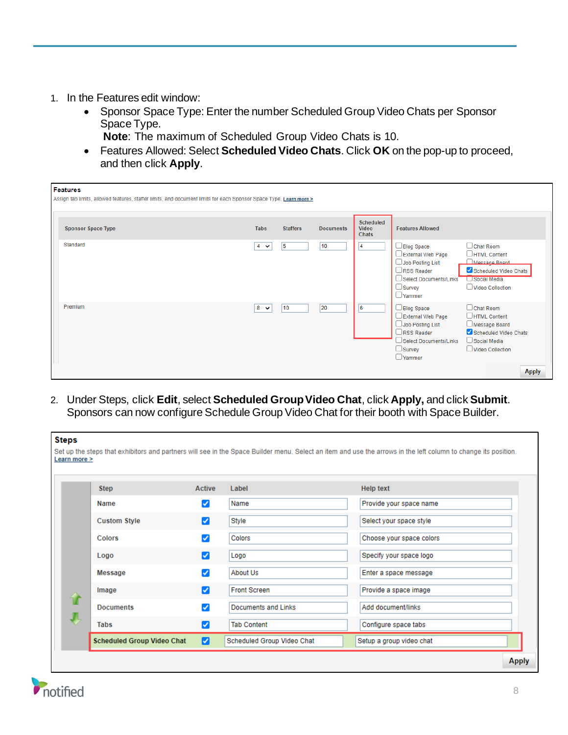1. In the Features edit window:
   - Sponsor Space Type: Enter the number Scheduled Group Video Chats per Sponsor Space Type.
     **Note**: The maximum of Scheduled Group Video Chats is 10.
   - Features Allowed: Select **Scheduled Video Chats**. Click **OK** on the pop-up to proceed, and then click **Apply**.

**Features**

Assign tab limits, allowed features, staffer limits, and document limits for each Sponsor Space Type. Learn more >

| Sponsor Space Type | Tabs | Staffers | Documents | Scheduled Video Chats | Features Allowed | |
|---|---|---|---|---|---|---|
| Standard | 4 | 5 | 10 | 4 | ☐ Blog Space<br>☐ External Web Page<br>☐ Job Posting List<br>☐ RSS Reader<br>☐ Select Documents/Links<br>☐ Survey<br>☐ Yammer | ☐ Chat Room<br>☐ HTML Content<br>☐ Message Board<br>☑ Scheduled Video Chats<br>☐ Social Media<br>☐ Video Collection |
| Premium | 8 | 10 | 20 | 6 | ☐ Blog Space<br>☐ External Web Page<br>☐ Job Posting List<br>☐ RSS Reader<br>☐ Select Documents/Links<br>☐ Survey<br>☐ Yammer | ☐ Chat Room<br>☐ HTML Content<br>☐ Message Board<br>☑ Scheduled Video Chats<br>☐ Social Media<br>☐ Video Collection |

Apply

2. Under Steps, click **Edit**, select **Scheduled Group Video Chat**, click **Apply,** and click **Submit**. Sponsors can now configure Schedule Group Video Chat for their booth with Space Builder.

**Steps**

Set up the steps that exhibitors and partners will see in the Space Builder menu. Select an item and use the arrows in the left column to change its position. Learn more >

| Step | Active | Label | Help text |
|---|---|---|---|
| Name | ☑ | Name | Provide your space name |
| Custom Style | ☑ | Style | Select your space style |
| Colors | ☑ | Colors | Choose your space colors |
| Logo | ☑ | Logo | Specify your space logo |
| Message | ☑ | About Us | Enter a space message |
| Image | ☑ | Front Screen | Provide a space image |
| Documents | ☑ | Documents and Links | Add document/links |
| Tabs | ☑ | Tab Content | Configure space tabs |
| Scheduled Group Video Chat | ☑ | Scheduled Group Video Chat | Setup a group video chat |

Apply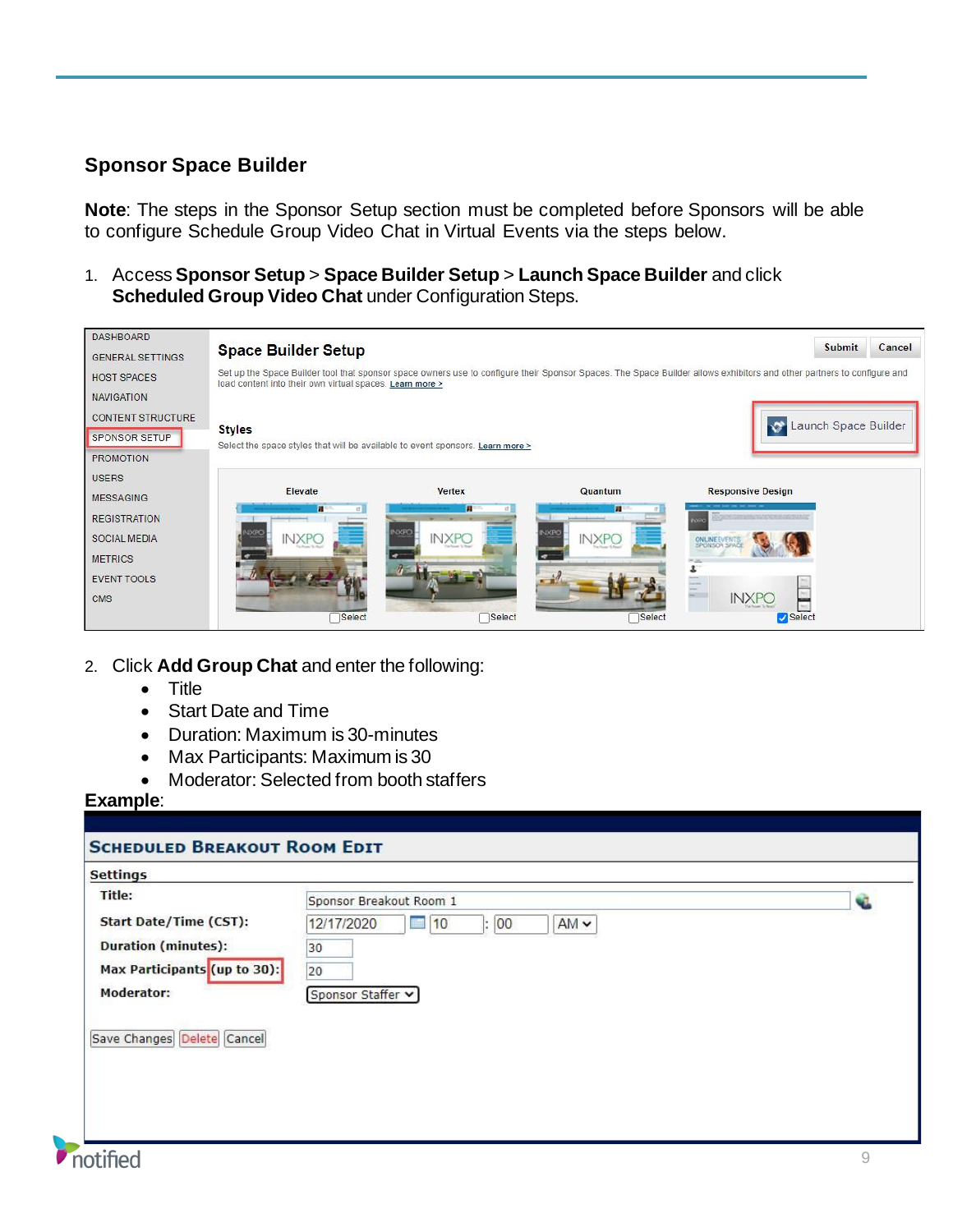## Sponsor Space Builder

**Note**: The steps in the Sponsor Setup section must be completed before Sponsors will be able to configure Schedule Group Video Chat in Virtual Events via the steps below.

1. Access **Sponsor Setup** > **Space Builder Setup** > **Launch Space Builder** and click **Scheduled Group Video Chat** under Configuration Steps.

2. Click **Add Group Chat** and enter the following:
   - Title
   - Start Date and Time
   - Duration: Maximum is 30-minutes
   - Max Participants: Maximum is 30
   - Moderator: Selected from booth staffers

**Example**: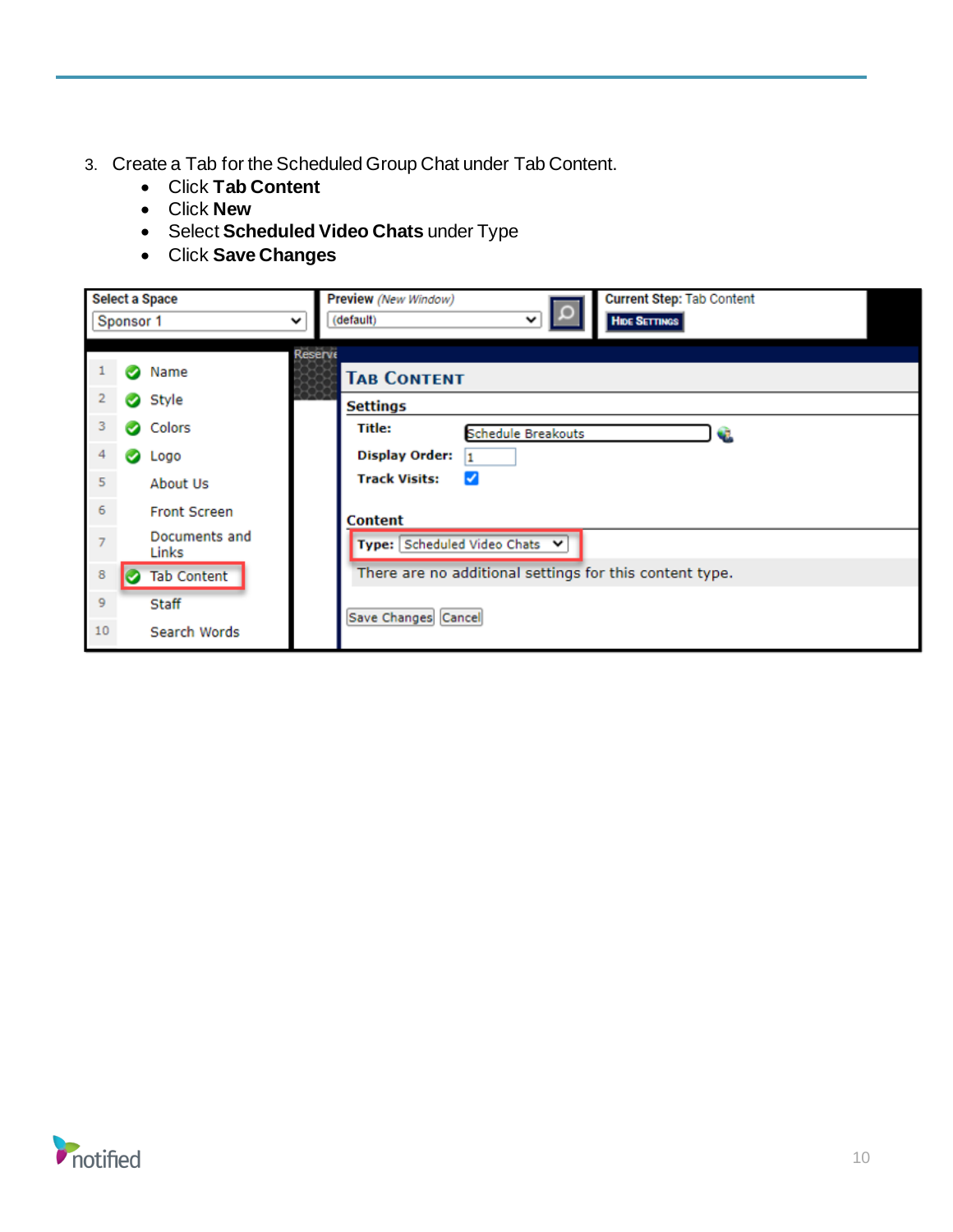3. Create a Tab for the Scheduled Group Chat under Tab Content.
   - Click **Tab Content**
   - Click **New**
   - Select **Scheduled Video Chats** under Type
   - Click **Save Changes**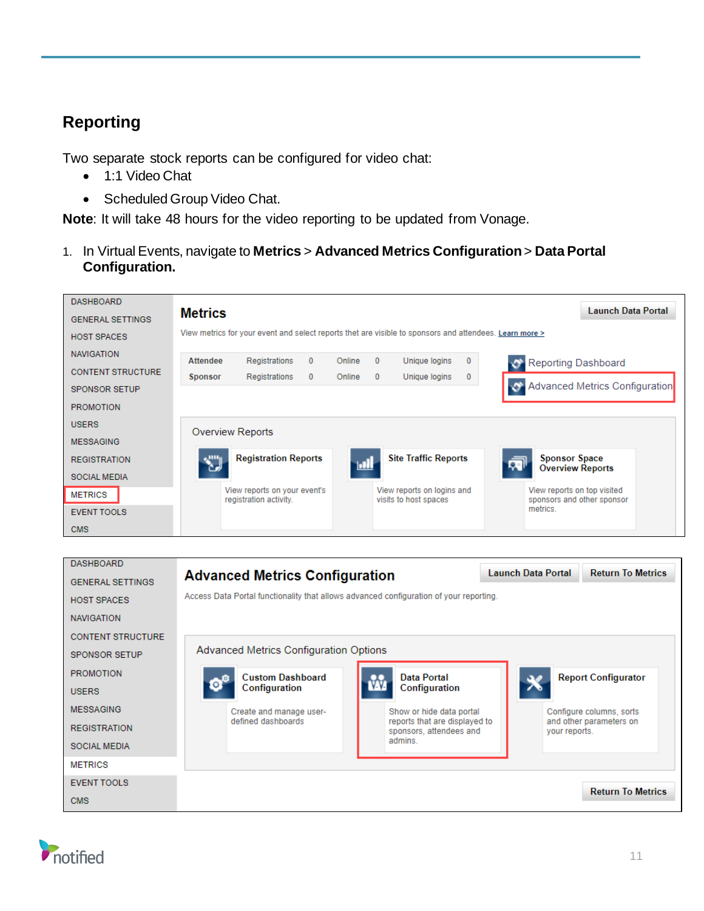## Reporting

Two separate stock reports can be configured for video chat:

- 1:1 Video Chat
- Scheduled Group Video Chat.

**Note**: It will take 48 hours for the video reporting to be updated from Vonage.

1. In Virtual Events, navigate to **Metrics** > **Advanced Metrics Configuration** > **Data Portal Configuration.**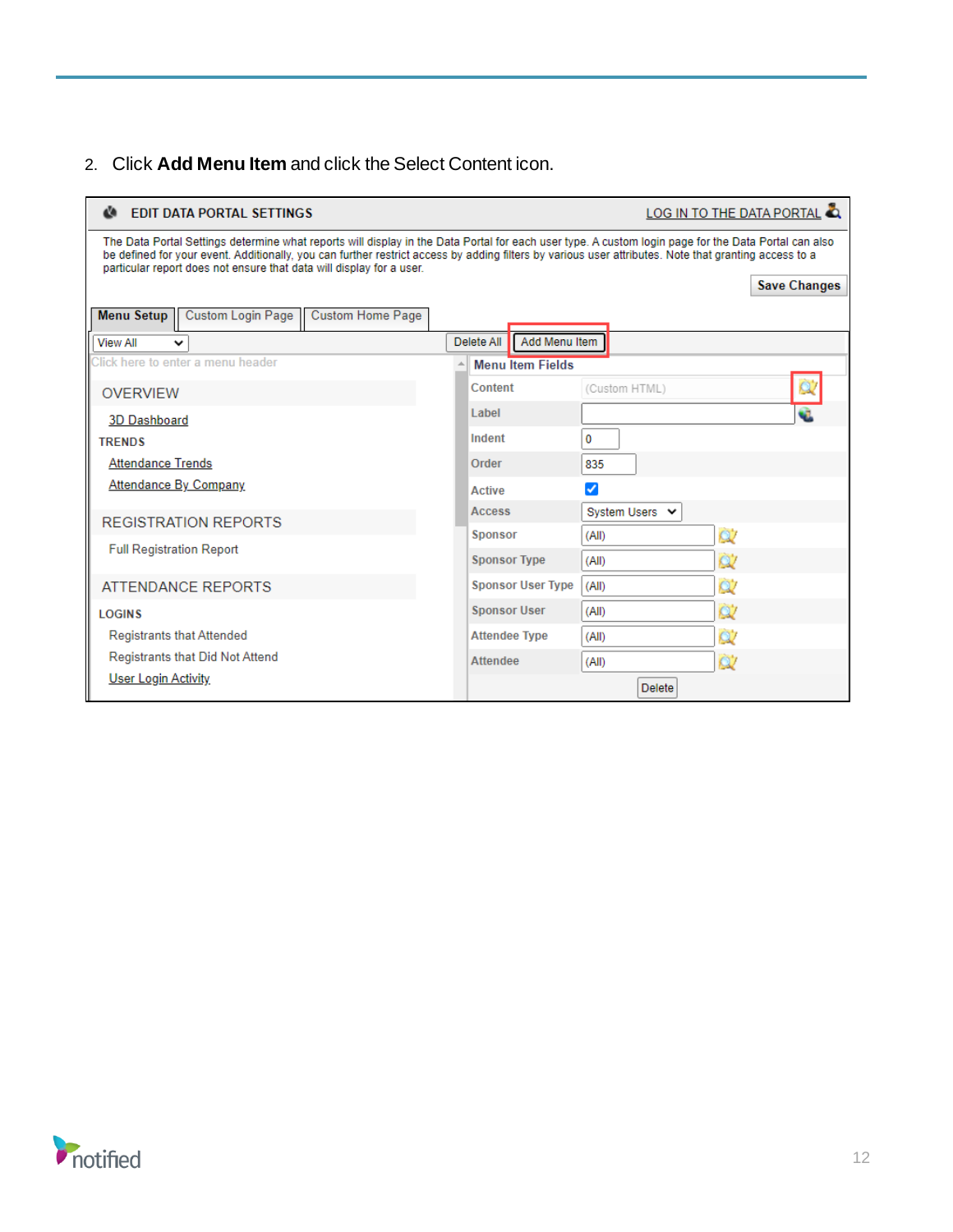2. Click **Add Menu Item** and click the Select Content icon.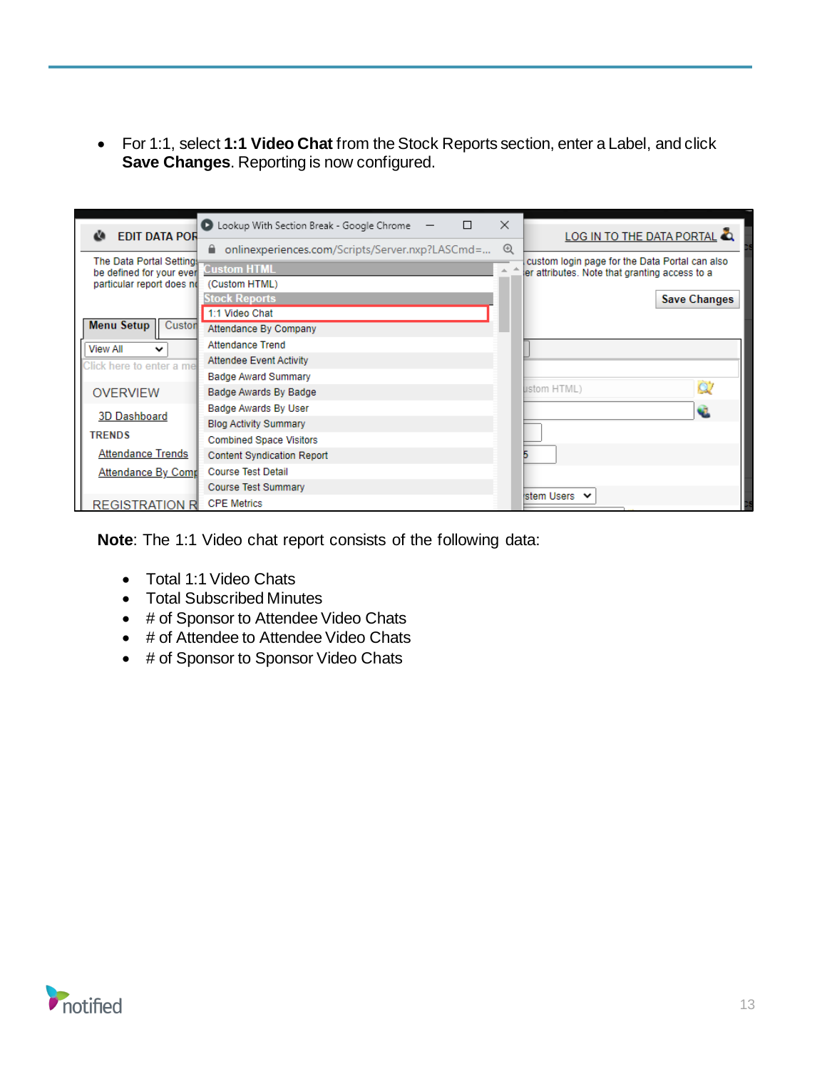- For 1:1, select **1:1 Video Chat** from the Stock Reports section, enter a Label, and click **Save Changes**. Reporting is now configured.

**Note**: The 1:1 Video chat report consists of the following data:

- Total 1:1 Video Chats
- Total Subscribed Minutes
- # of Sponsor to Attendee Video Chats
- # of Attendee to Attendee Video Chats
- # of Sponsor to Sponsor Video Chats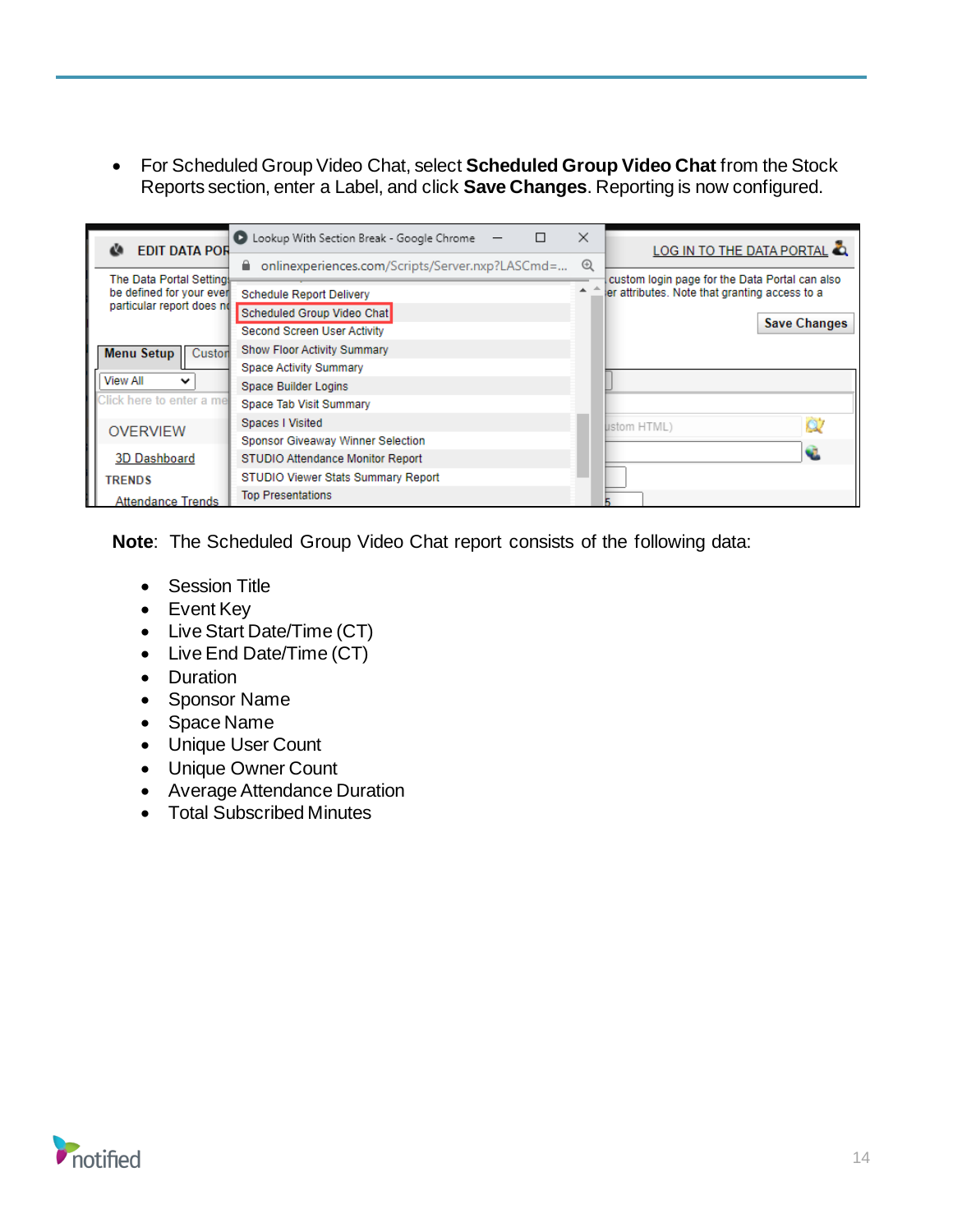- For Scheduled Group Video Chat, select **Scheduled Group Video Chat** from the Stock Reports section, enter a Label, and click **Save Changes**. Reporting is now configured.

**Note**: The Scheduled Group Video Chat report consists of the following data:

- Session Title
- Event Key
- Live Start Date/Time (CT)
- Live End Date/Time (CT)
- Duration
- Sponsor Name
- Space Name
- Unique User Count
- Unique Owner Count
- Average Attendance Duration
- Total Subscribed Minutes